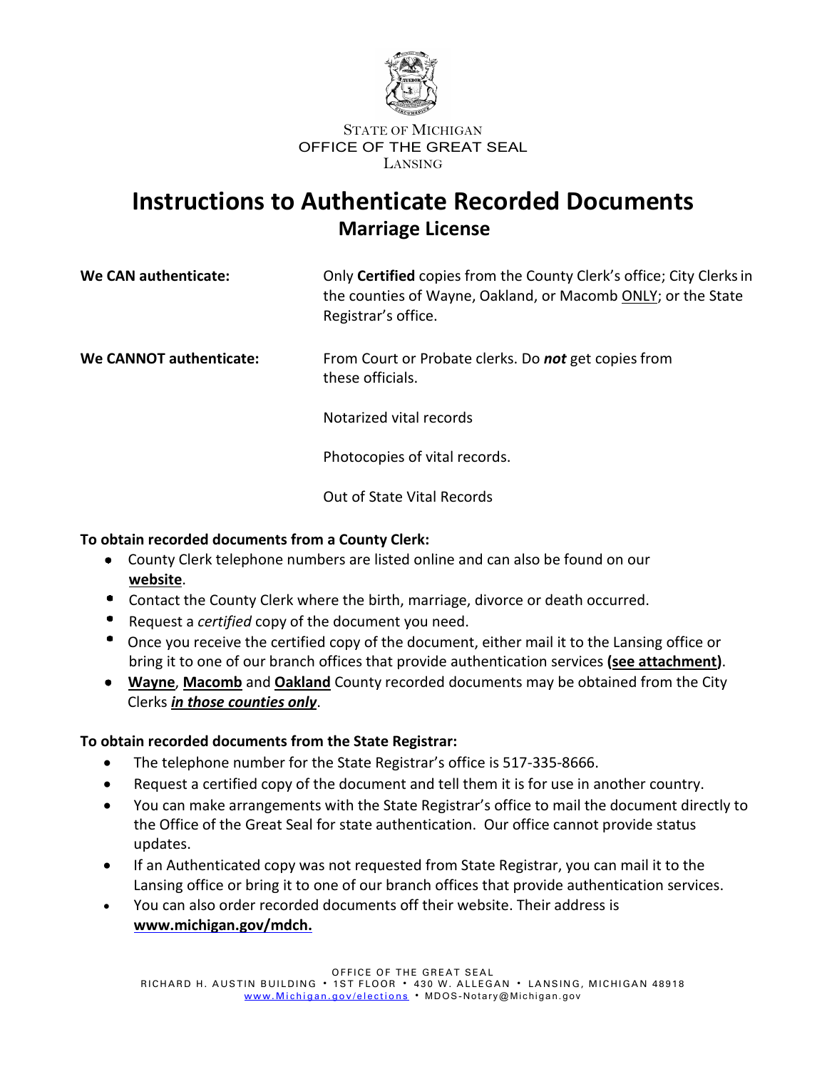STATE OF MICHIGAN
OFFICE OF THE GREAT SEAL
LANSING

# Instructions to Authenticate Recorded Documents

## Marriage License

| | |
|---|---|
| **We CAN authenticate:** | Only **Certified** copies from the County Clerk's office; City Clerks in the counties of Wayne, Oakland, or Macomb <u>ONLY</u>; or the State Registrar's office. |
| **We CANNOT authenticate:** | From Court or Probate clerks. Do ***not*** get copies from these officials. |
| | Notarized vital records |
| | Photocopies of vital records. |
| | Out of State Vital Records |

**To obtain recorded documents from a County Clerk:**

- County Clerk telephone numbers are listed online and can also be found on our **website**.
- Contact the County Clerk where the birth, marriage, divorce or death occurred.
- Request a *certified* copy of the document you need.
- Once you receive the certified copy of the document, either mail it to the Lansing office or bring it to one of our branch offices that provide authentication services **(see attachment)**.
- **Wayne**, **Macomb** and **Oakland** County recorded documents may be obtained from the City Clerks ***in those counties only***.

**To obtain recorded documents from the State Registrar:**

- The telephone number for the State Registrar's office is 517-335-8666.
- Request a certified copy of the document and tell them it is for use in another country.
- You can make arrangements with the State Registrar's office to mail the document directly to the Office of the Great Seal for state authentication. Our office cannot provide status updates.
- If an Authenticated copy was not requested from State Registrar, you can mail it to the Lansing office or bring it to one of our branch offices that provide authentication services.
- You can also order recorded documents off their website. Their address is **www.michigan.gov/mdch.**

OFFICE OF THE GREAT SEAL
RICHARD H. AUSTIN BUILDING • 1ST FLOOR • 430 W. ALLEGAN • LANSING, MICHIGAN 48918
www.Michigan.gov/elections • MDOS-Notary@Michigan.gov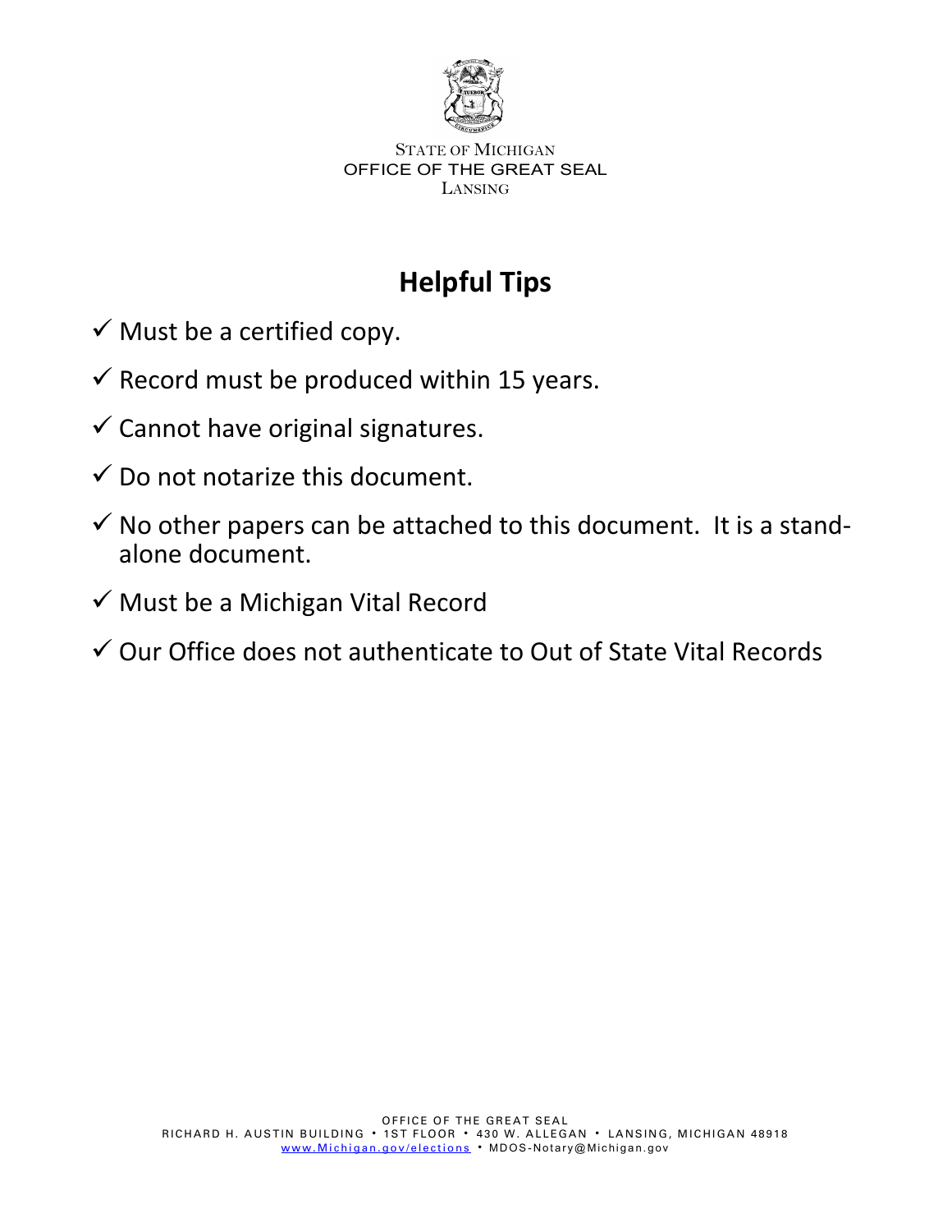STATE OF MICHIGAN
OFFICE OF THE GREAT SEAL
LANSING

# Helpful Tips

- ✓ Must be a certified copy.
- ✓ Record must be produced within 15 years.
- ✓ Cannot have original signatures.
- ✓ Do not notarize this document.
- ✓ No other papers can be attached to this document. It is a stand-alone document.
- ✓ Must be a Michigan Vital Record
- ✓ Our Office does not authenticate to Out of State Vital Records

OFFICE OF THE GREAT SEAL
RICHARD H. AUSTIN BUILDING • 1ST FLOOR • 430 W. ALLEGAN • LANSING, MICHIGAN 48918
www.Michigan.gov/elections • MDOS-Notary@Michigan.gov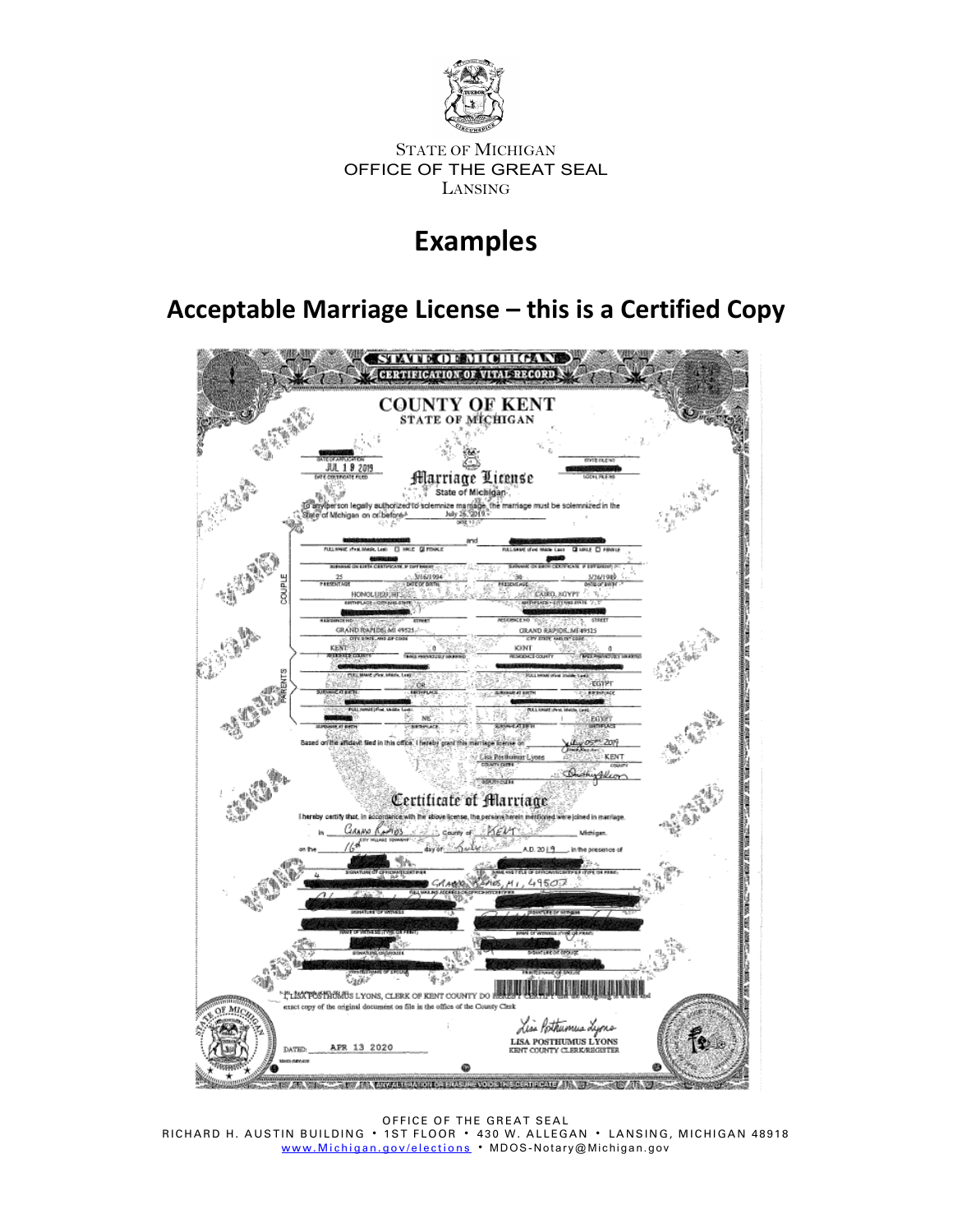STATE OF MICHIGAN
OFFICE OF THE GREAT SEAL
LANSING

# Examples

## Acceptable Marriage License – this is a Certified Copy

STATE OF MICHIGAN
CERTIFICATION OF VITAL RECORD

COUNTY OF KENT
STATE OF MICHIGAN

DATE OF APPLICATION: JUL 1 8 2019

DATE CERTIFICATE FILED

STATE FILE NO

LOCAL FILE NO

**Marriage License**
State of Michigan

To any person legally authorized to solemnize marriage, the marriage must be solemnized in the State of Michigan on or before July 25, 2019

| COUPLE | | and | |
|---|---|---|---|
| FULL NAME (First, Middle, Last) ☐ MALE ☒ FEMALE | | | FULL NAME (First, Middle, Last) ☒ MALE ☐ FEMALE |
| SURNAME ON BIRTH CERTIFICATE, IF DIFFERENT | | | SURNAME ON BIRTH CERTIFICATE, IF DIFFERENT |
| PRESENT AGE: 25 | DATE OF BIRTH: 3/16/1994 | | PRESENT AGE: 30 / DATE OF BIRTH: 3/16/1989 |
| BIRTHPLACE - CITY AND STATE: HONOLULU, HI | | | BIRTHPLACE - CITY AND STATE: CAIRO, EGYPT |
| RESIDENCE NO. / STREET | | | RESIDENCE NO. / STREET |
| CITY STATE AND ZIP CODE: GRAND RAPIDS, MI 49525 | | | CITY STATE AND ZIP CODE: GRAND RAPIDS, MI 49525 |
| RESIDENCE COUNTY: KENT | TIMES PREVIOUSLY MARRIED: 0 | | RESIDENCE COUNTY: KENT / TIMES PREVIOUSLY MARRIED: 0 |

| PARENTS | | | |
|---|---|---|---|
| FULL NAME (First, Middle, Last) | | | FULL NAME (First, Middle, Last) |
| SURNAME AT BIRTH | BIRTHPLACE: OR | | SURNAME AT BIRTH / BIRTHPLACE: EGYPT |
| FULL NAME (First, Middle, Last) | | | FULL NAME (First, Middle, Last) |
| SURNAME AT BIRTH | BIRTHPLACE: NE | | SURNAME AT BIRTH / BIRTHPLACE: EGYPT |

Based on the affidavit filed in this office, I hereby grant this marriage license on July 05 2019

Lisa Posthumus Lyons, COUNTY CLERK — KENT COUNTY

DEPUTY CLERK

**Certificate of Marriage**

I hereby certify that, in accordance with the above license, the persons herein mentioned were joined in marriage.

In Grand Rapids (CITY VILLAGE TOWNSHIP) County of Kent, Michigan.

on the 16th day of July A.D. 2019, in the presence of

SIGNATURE OF OFFICIANT/CERTIFIER — NAME AND TITLE OF OFFICIANT/CERTIFIER (TYPE OR PRINT)

FULL MAILING ADDRESS OF OFFICIANT/CERTIFIER: Grand Rapids, MI, 49507

SIGNATURE OF WITNESS — SIGNATURE OF WITNESS

NAME OF WITNESS (TYPE OR PRINT) — NAME OF WITNESS (TYPE OR PRINT)

SIGNATURE OF SPOUSE — SIGNATURE OF SPOUSE

PRINTED NAME OF SPOUSE — PRINTED NAME OF SPOUSE

I, LISA POSTHUMUS LYONS, CLERK OF KENT COUNTY DO HEREBY CERTIFY that the foregoing is a true and exact copy of the original document on file in the office of the County Clerk

DATED: APR 13 2020

LISA POSTHUMUS LYONS
KENT COUNTY CLERK/REGISTER

ANY ALTERATION OR ERASURE VOIDS THIS CERTIFICATE

OFFICE OF THE GREAT SEAL
RICHARD H. AUSTIN BUILDING • 1ST FLOOR • 430 W. ALLEGAN • LANSING, MICHIGAN 48918
www.Michigan.gov/elections • MDOS-Notary@Michigan.gov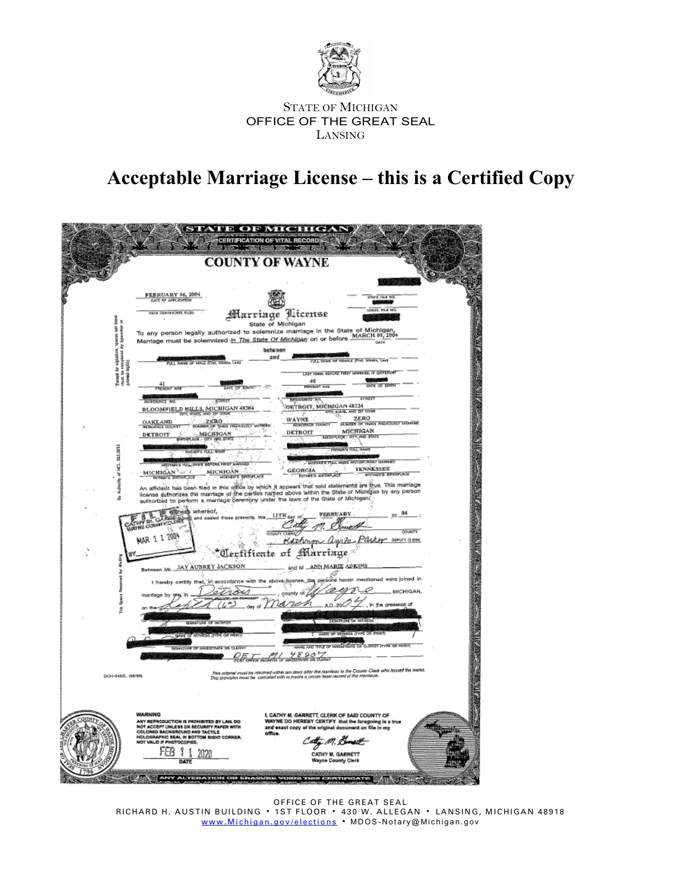STATE OF MICHIGAN
OFFICE OF THE GREAT SEAL
LANSING

# Acceptable Marriage License – this is a Certified Copy

STATE OF MICHIGAN
CERTIFICATION OF VITAL RECORD

## COUNTY OF WAYNE

FEBRUARY 06, 2004
DATE OF APPLICATION

STATE FILE NO.

LOCAL FILE NO.

DATE CERTIFICATE FILED

### Marriage License

State of Michigan

To any person legally authorized to solemnize marriage in the State of Michigan, Marriage must be solemnized *In The State Of Michigan* on or before MARCH 09, 2004
DATE

between

FULL NAME OF MALE (First, Middle, Last) and FULL NAME OF FEMALE (First, Middle, Last)

LAST NAME BEFORE FIRST MARRIED, IF DIFFERENT

| | Male | Female |
|---|---|---|
| PRESENT AGE | 41 | 40 |
| CITY, STATE, AND ZIP CODE | BLOOMFIELD HILLS, MICHIGAN 48304 | DETROIT, MICHIGAN 48226 |
| RESIDENCE COUNTY | OAKLAND | WAYNE |
| NUMBER OF TIMES PREVIOUSLY MARRIED | ZERO | ZERO |
| BIRTHPLACE - CITY AND STATE | DETROIT MICHIGAN | DETROIT MICHIGAN |
| FATHER'S BIRTHPLACE | MICHIGAN | GEORGIA |
| MOTHER'S BIRTHPLACE | MICHIGAN | TENNESSEE |

An affidavit has been filed in this office by which it appears that said statements are true. This marriage license authorizes the marriage of the parties named above within the State of Michigan by any person authorized to perform a marriage ceremony under the laws of the State of Michigan.

In witness whereof, I have hereunto set my hand and sealed these presents, this 11TH day of FEBRUARY, 20 04

FILED CATHY M. GARRETT WAYNE COUNTY CLERK MAR 1 1 2004

Cathy M. Garrett, COUNTY CLERK, WAYNE COUNTY

Kathryn Ayres Parker, DEPUTY CLERK

### *Certificate of Marriage

Between Mr. JAY AUBREY JACKSON and M ANN MARIE ADKINS

I hereby certify that, in accordance with the above license, the persons herein mentioned were joined in marriage by me in Detroit, county of Wayne, MICHIGAN, on the Sixth (6th) day of March A.D. 2004, in the presence of

SIGNATURE OF WITNESS — SIGNATURE OF WITNESS

NAME OF WITNESS (TYPE OR PRINT) — NAME OF WITNESS (TYPE OR PRINT)

SIGNATURE OF MAGISTRATE OR CLERGY — NAME AND TITLE OF MAGISTRATE OR CLERGY (TYPE OR PRINT)

DET MI 48207
POST OFFICE ADDRESS OF MAGISTRATE OR CLERGY

*This original must be returned within ten days after the marriage to the County Clerk who issued the same. This provision must be complied with to insure a proper legal record of the marriage.*

DCH-0482L (08/99)

By Authority of MCL 333.2813

**WARNING**
ANY REPRODUCTION IS PROHIBITED BY LAW. DO NOT ACCEPT UNLESS ON SECURITY PAPER WITH COLORED BACKGROUND AND TACTILE HOLOGRAPHIC SEAL IN BOTTOM RIGHT CORNER. NOT VALID IF PHOTOCOPIED.

FEB 1 1 2020
DATE

I, CATHY M. GARRETT, CLERK OF SAID COUNTY OF WAYNE DO HEREBY CERTIFY that the foregoing is a true and exact copy of the original document on file in my office.

CATHY M. GARRETT
Wayne County Clerk

ANY ALTERATION OR ERASURE VOIDS THIS CERTIFICATE

OFFICE OF THE GREAT SEAL
RICHARD H. AUSTIN BUILDING • 1ST FLOOR • 430 W. ALLEGAN • LANSING, MICHIGAN 48918
www.Michigan.gov/elections • MDOS-Notary@Michigan.gov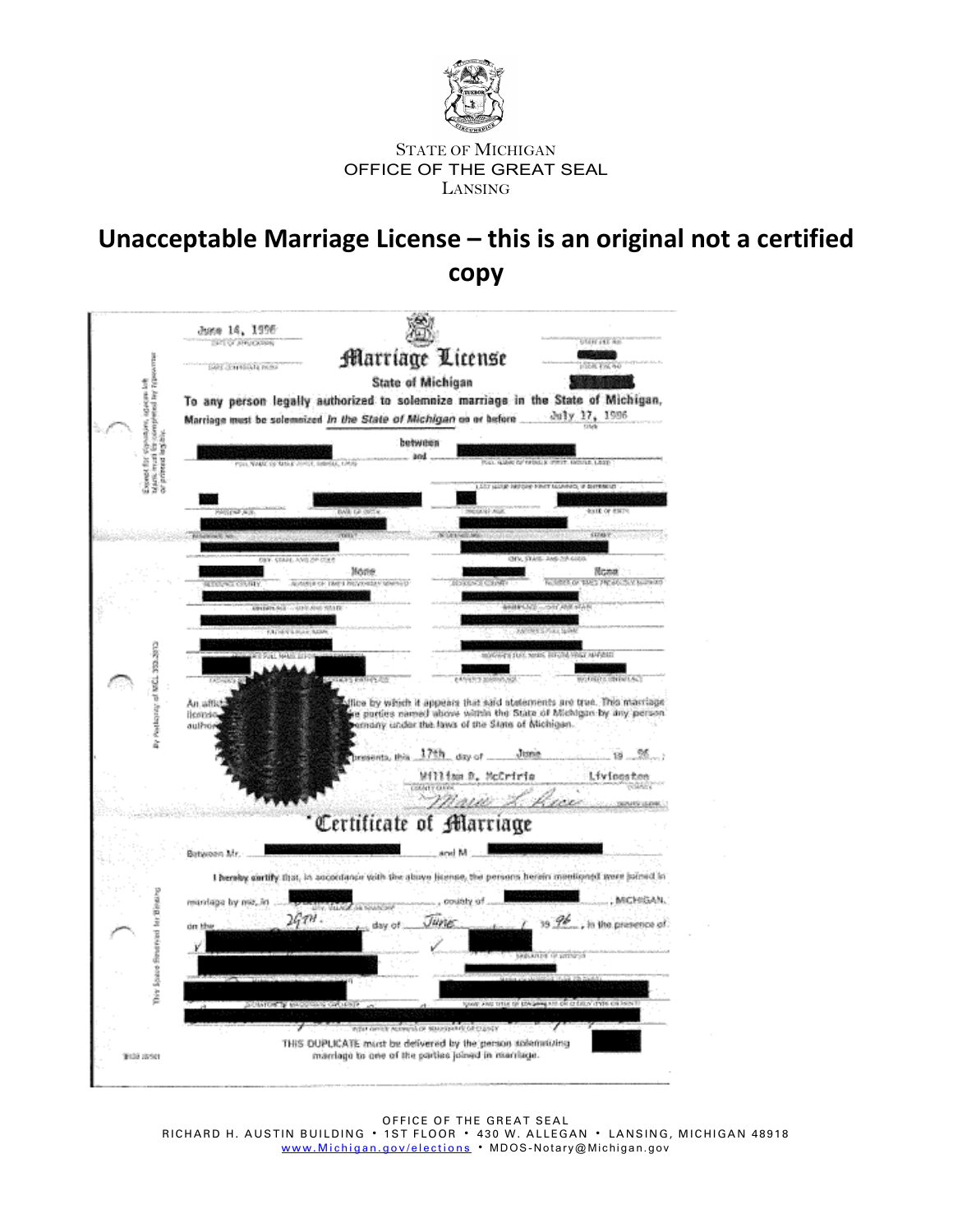STATE OF MICHIGAN
OFFICE OF THE GREAT SEAL
LANSING

# Unacceptable Marriage License – this is an original not a certified copy

June 14, 1996

DATE OF APPLICATION

DATE CERTIFICATE FILED

STATE FILE NO.

LOCAL FILE NO.

## Marriage License

### State of Michigan

To any person legally authorized to solemnize marriage in the State of Michigan,

Marriage must be solemnized *In the State of Michigan* on or before July 17, 1996

between

and

FULL NAME OF MALE (FIRST, MIDDLE, LAST) | FULL NAME OF FEMALE (FIRST, MIDDLE, LAST)

LAST NAME BEFORE FIRST MARRIED, IF DIFFERENT

PRESENT AGE | DATE OF BIRTH | PRESENT AGE | DATE OF BIRTH

RESIDENCE NO. | STREET | RESIDENCE NO. | STREET

CITY, STATE, AND ZIP CODE | CITY, STATE, AND ZIP CODE

RESIDENCE COUNTY | NUMBER OF TIMES PREVIOUSLY MARRIED: None | RESIDENCE COUNTY | NUMBER OF TIMES PREVIOUSLY MARRIED: None

BIRTHPLACE – CITY AND STATE | BIRTHPLACE – CITY AND STATE

FATHER'S FULL NAME | FATHER'S FULL NAME

MOTHER'S FULL NAME BEFORE MARRIED | MOTHER'S FULL NAME BEFORE FIRST MARRIED

FATHER'S BIRTHPLACE | MOTHER'S BIRTHPLACE | FATHER'S BIRTHPLACE | MOTHER'S BIRTHPLACE

An affid... ...fice by which it appears that said statements are true. This marriage license... ...e parties named above within the State of Michigan by any person author... ...remony under the laws of the State of Michigan.

...presents, this 17th day of June 19 96.

William D. McCririe — Livingston

COUNTY CLERK — COUNTY

Marie L. Rice — DEPUTY CLERK

## Certificate of Marriage

Between Mr. and M

I hereby certify that, in accordance with the above license, the persons herein mentioned were joined in marriage by me, in , county of , MICHIGAN,

CITY, VILLAGE OR TOWNSHIP

on the 26TH day of June 19 96, in the presence of

SIGNATURE OF WITNESS

SIGNATURE OF WITNESS

SIGNATURE OF MARRYING OFFICIANT | NAME AND TITLE OF OFFICIANT OR CLERGY (TYPE OR PRINT)

POST OFFICE ADDRESS OF MARRYING OFFICIANT

THIS DUPLICATE must be delivered by the person solemnizing marriage to one of the parties joined in marriage.

Except for signatures, spaces left blank must be completed by typewriter or printed legibly.

By Authority of MCL 333.2813

This Space Reserved for Binding

OFFICE OF THE GREAT SEAL
RICHARD H. AUSTIN BUILDING • 1ST FLOOR • 430 W. ALLEGAN • LANSING, MICHIGAN 48918
www.Michigan.gov/elections • MDOS-Notary@Michigan.gov